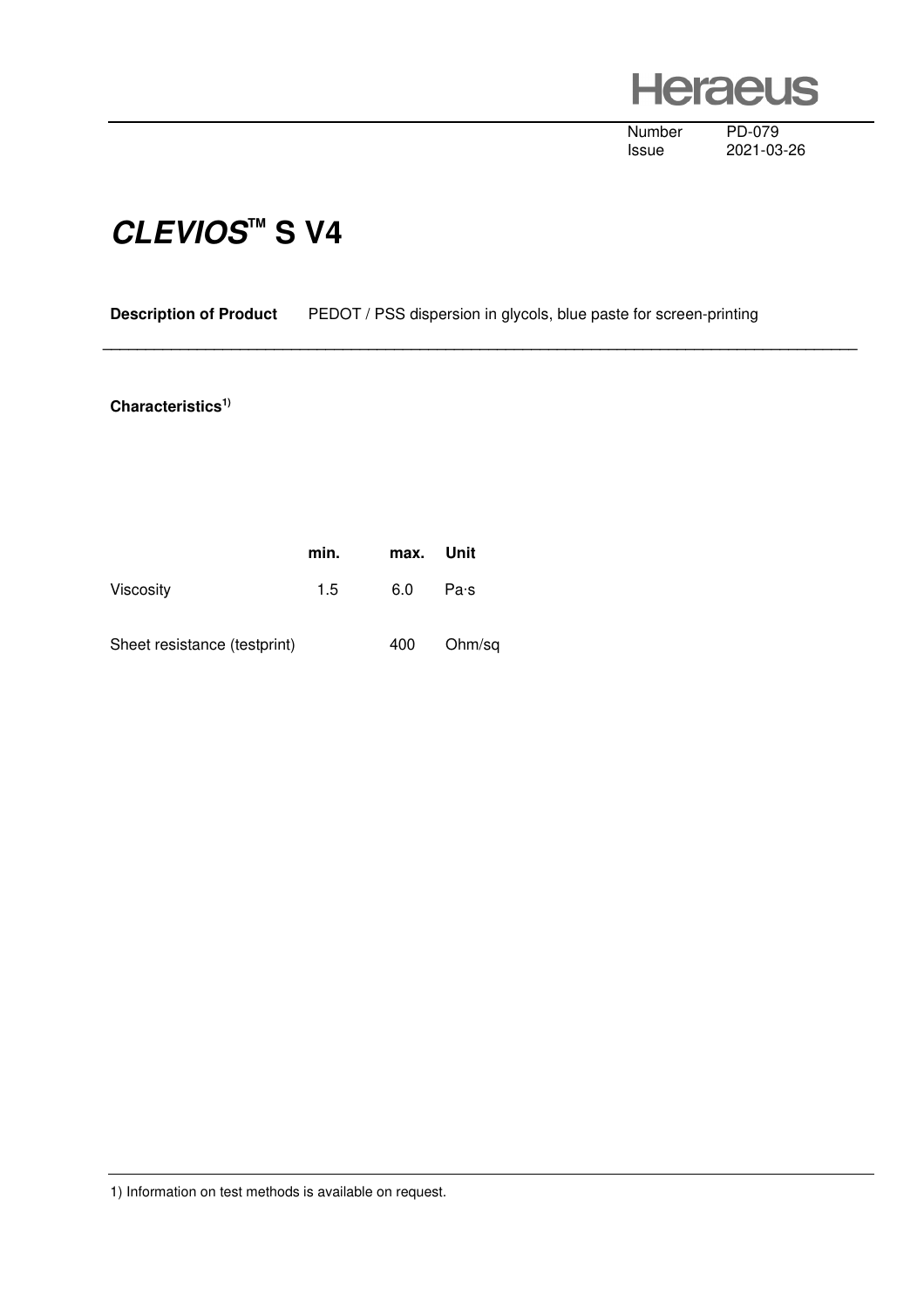Number PD-079
Issue 2021-03-26

# *CLEVIOS*™ S V4

**Description of Product** PEDOT / PSS dispersion in glycols, blue paste for screen-printing

---

**Characteristics**[1)]

| | min. | max. | Unit |
|---|---|---|---|
| Viscosity | 1.5 | 6.0 | Pa·s |
| Sheet resistance (testprint) | | 400 | Ohm/sq |

---

1) Information on test methods is available on request.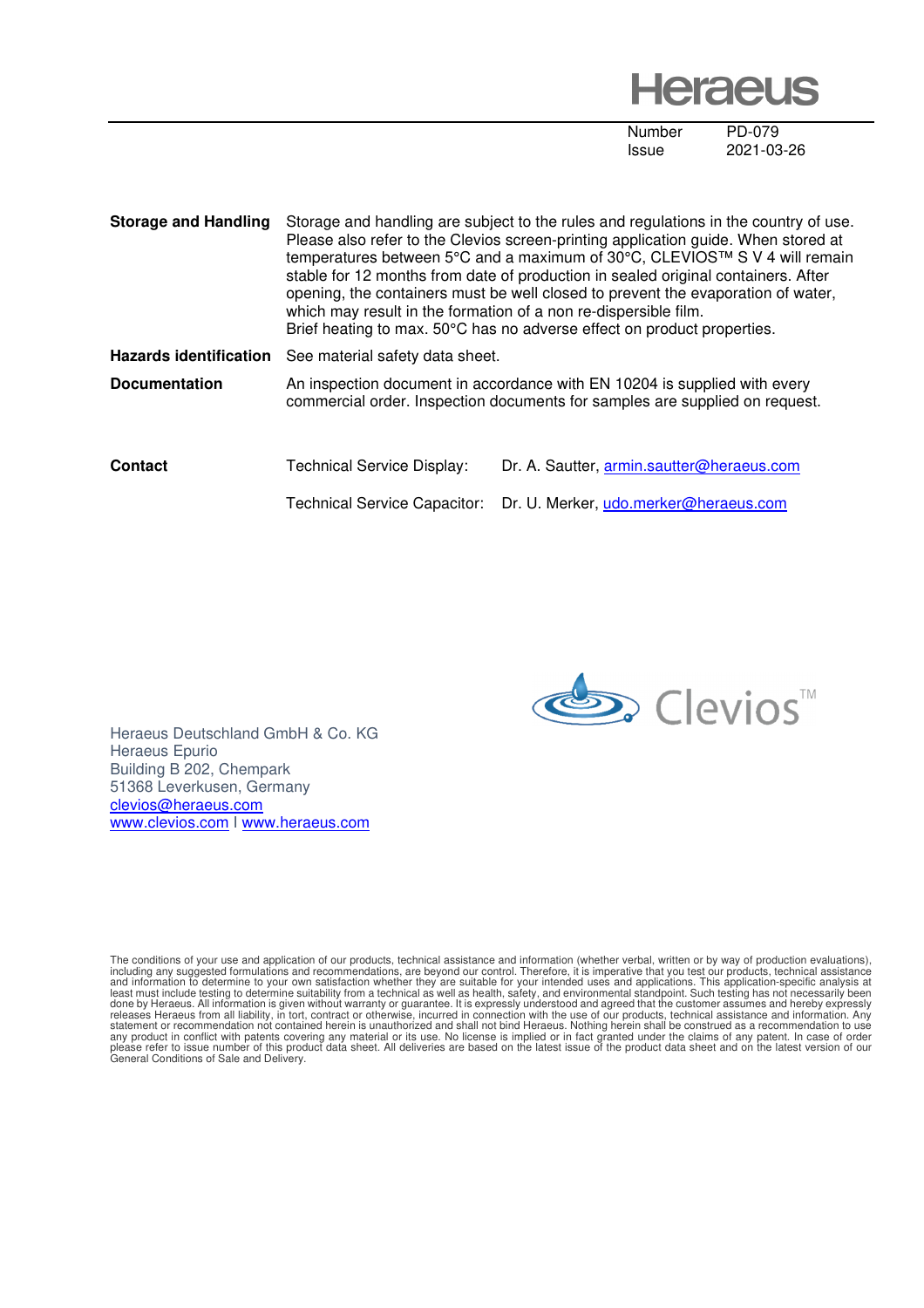| | |
|---|---|
| Number | PD-079 |
| Issue | 2021-03-26 |

| | |
|---|---|
| **Storage and Handling** | Storage and handling are subject to the rules and regulations in the country of use. Please also refer to the Clevios screen-printing application guide. When stored at temperatures between 5°C and a maximum of 30°C, CLEVIOS™ S V 4 will remain stable for 12 months from date of production in sealed original containers. After opening, the containers must be well closed to prevent the evaporation of water, which may result in the formation of a non re-dispersible film. Brief heating to max. 50°C has no adverse effect on product properties. |
| **Hazards identification** | See material safety data sheet. |
| **Documentation** | An inspection document in accordance with EN 10204 is supplied with every commercial order. Inspection documents for samples are supplied on request. |

| | | |
|---|---|---|
| **Contact** | Technical Service Display: | Dr. A. Sautter, armin.sautter@heraeus.com |
| | Technical Service Capacitor: | Dr. U. Merker, udo.merker@heraeus.com |

Heraeus Deutschland GmbH & Co. KG
Heraeus Epurio
Building B 202, Chempark
51368 Leverkusen, Germany
clevios@heraeus.com
www.clevios.com I www.heraeus.com

The conditions of your use and application of our products, technical assistance and information (whether verbal, written or by way of production evaluations), including any suggested formulations and recommendations, are beyond our control. Therefore, it is imperative that you test our products, technical assistance and information to determine to your own satisfaction whether they are suitable for your intended uses and applications. This application-specific analysis at least must include testing to determine suitability from a technical as well as health, safety, and environmental standpoint. Such testing has not necessarily been done by Heraeus. All information is given without warranty or guarantee. It is expressly understood and agreed that the customer assumes and hereby expressly releases Heraeus from all liability, in tort, contract or otherwise, incurred in connection with the use of our products, technical assistance and information. Any statement or recommendation not contained herein is unauthorized and shall not bind Heraeus. Nothing herein shall be construed as a recommendation to use any product in conflict with patents covering any material or its use. No license is implied or in fact granted under the claims of any patent. In case of order please refer to issue number of this product data sheet. All deliveries are based on the latest issue of the product data sheet and on the latest version of our General Conditions of Sale and Delivery.